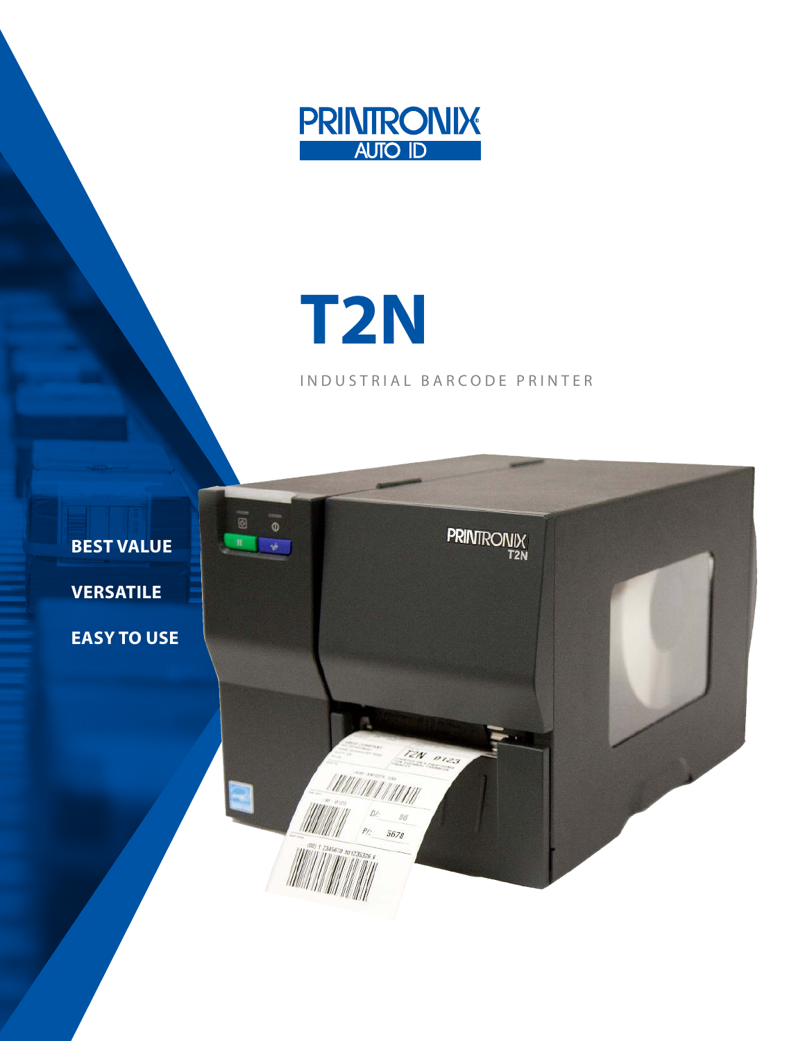PRINTRONIX AUTO ID

# T2N

INDUSTRIAL BARCODE PRINTER

**BEST VALUE**

**VERSATILE**

**EASY TO USE**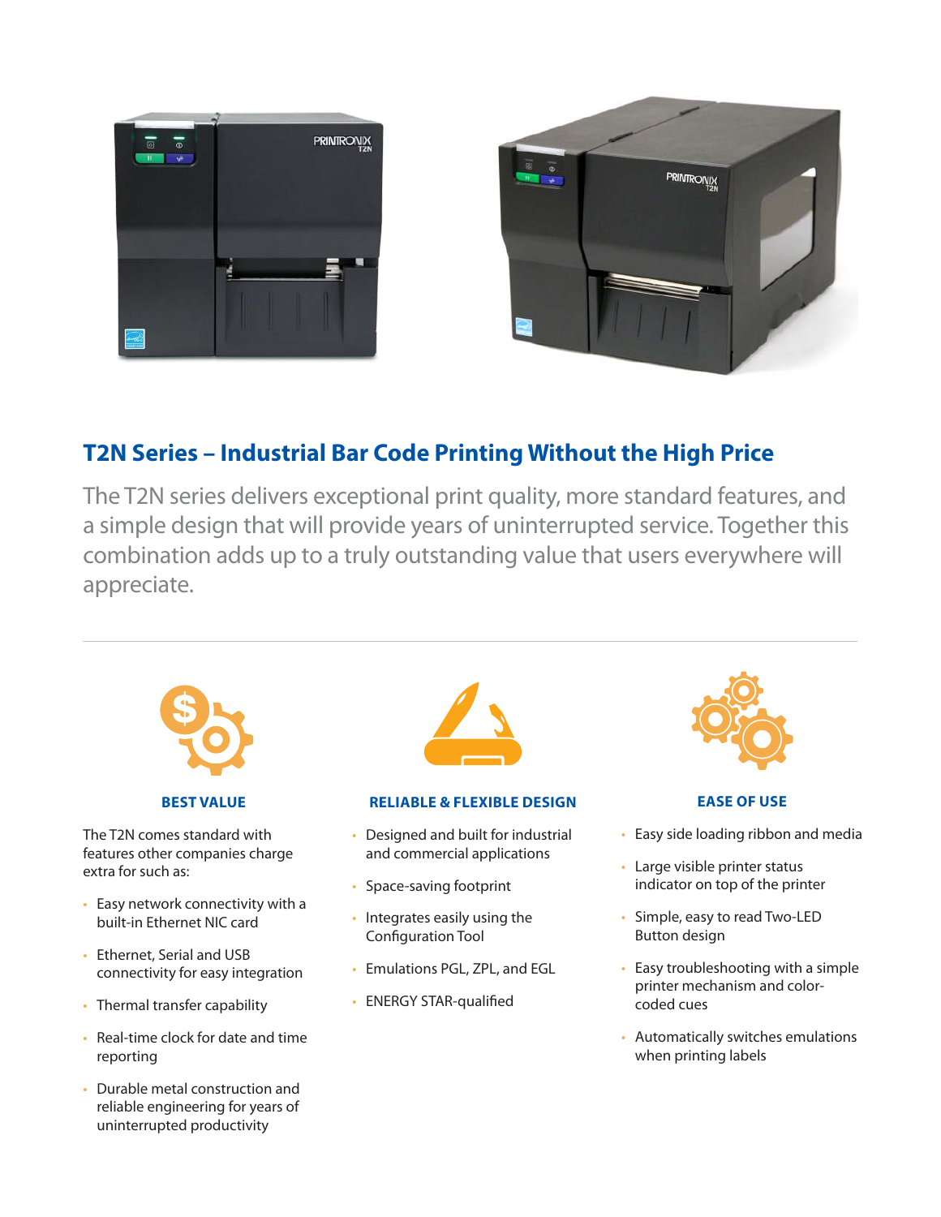## T2N Series – Industrial Bar Code Printing Without the High Price

The T2N series delivers exceptional print quality, more standard features, and a simple design that will provide years of uninterrupted service. Together this combination adds up to a truly outstanding value that users everywhere will appreciate.

---

### BEST VALUE

The T2N comes standard with features other companies charge extra for such as:

- Easy network connectivity with a built-in Ethernet NIC card
- Ethernet, Serial and USB connectivity for easy integration
- Thermal transfer capability
- Real-time clock for date and time reporting
- Durable metal construction and reliable engineering for years of uninterrupted productivity

### RELIABLE & FLEXIBLE DESIGN

- Designed and built for industrial and commercial applications
- Space-saving footprint
- Integrates easily using the Configuration Tool
- Emulations PGL, ZPL, and EGL
- ENERGY STAR-qualified

### EASE OF USE

- Easy side loading ribbon and media
- Large visible printer status indicator on top of the printer
- Simple, easy to read Two-LED Button design
- Easy troubleshooting with a simple printer mechanism and color-coded cues
- Automatically switches emulations when printing labels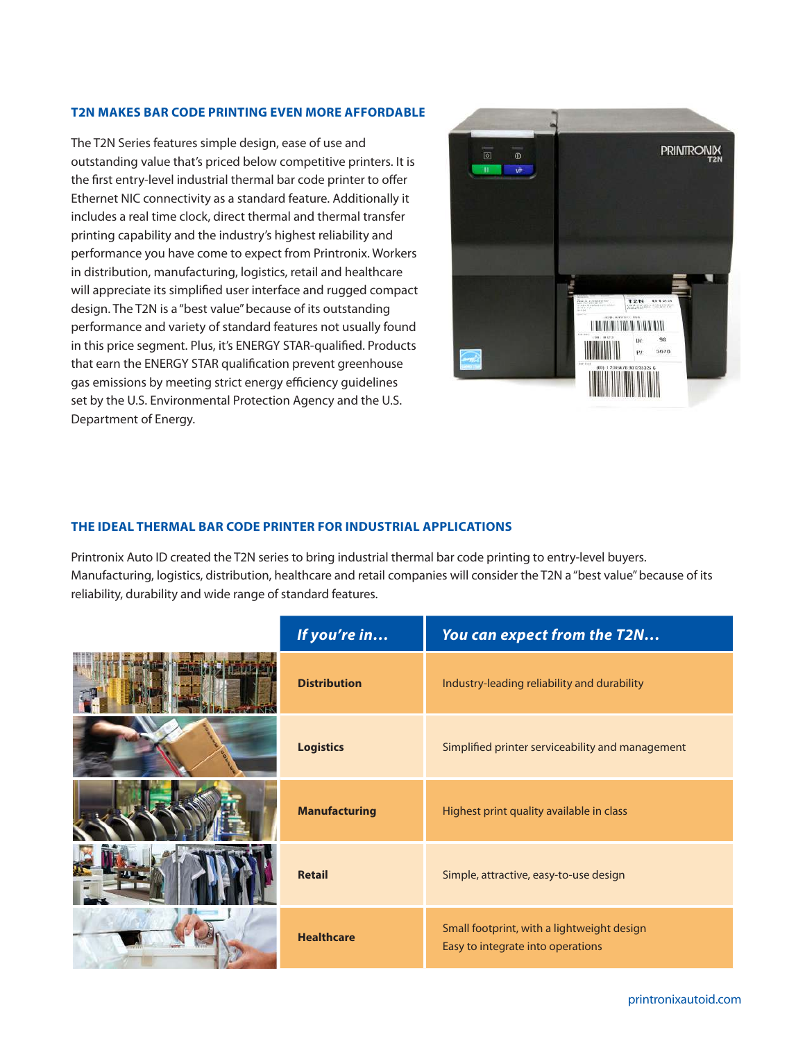## T2N MAKES BAR CODE PRINTING EVEN MORE AFFORDABLE

The T2N Series features simple design, ease of use and outstanding value that's priced below competitive printers. It is the first entry-level industrial thermal bar code printer to offer Ethernet NIC connectivity as a standard feature. Additionally it includes a real time clock, direct thermal and thermal transfer printing capability and the industry's highest reliability and performance you have come to expect from Printronix. Workers in distribution, manufacturing, logistics, retail and healthcare will appreciate its simplified user interface and rugged compact design. The T2N is a "best value" because of its outstanding performance and variety of standard features not usually found in this price segment. Plus, it's ENERGY STAR-qualified. Products that earn the ENERGY STAR qualification prevent greenhouse gas emissions by meeting strict energy efficiency guidelines set by the U.S. Environmental Protection Agency and the U.S. Department of Energy.

## THE IDEAL THERMAL BAR CODE PRINTER FOR INDUSTRIAL APPLICATIONS

Printronix Auto ID created the T2N series to bring industrial thermal bar code printing to entry-level buyers. Manufacturing, logistics, distribution, healthcare and retail companies will consider the T2N a "best value" because of its reliability, durability and wide range of standard features.

| *If you're in...* | *You can expect from the T2N...* |
|---|---|
| **Distribution** | Industry-leading reliability and durability |
| **Logistics** | Simplified printer serviceability and management |
| **Manufacturing** | Highest print quality available in class |
| **Retail** | Simple, attractive, easy-to-use design |
| **Healthcare** | Small footprint, with a lightweight design<br>Easy to integrate into operations |

printronixautoid.com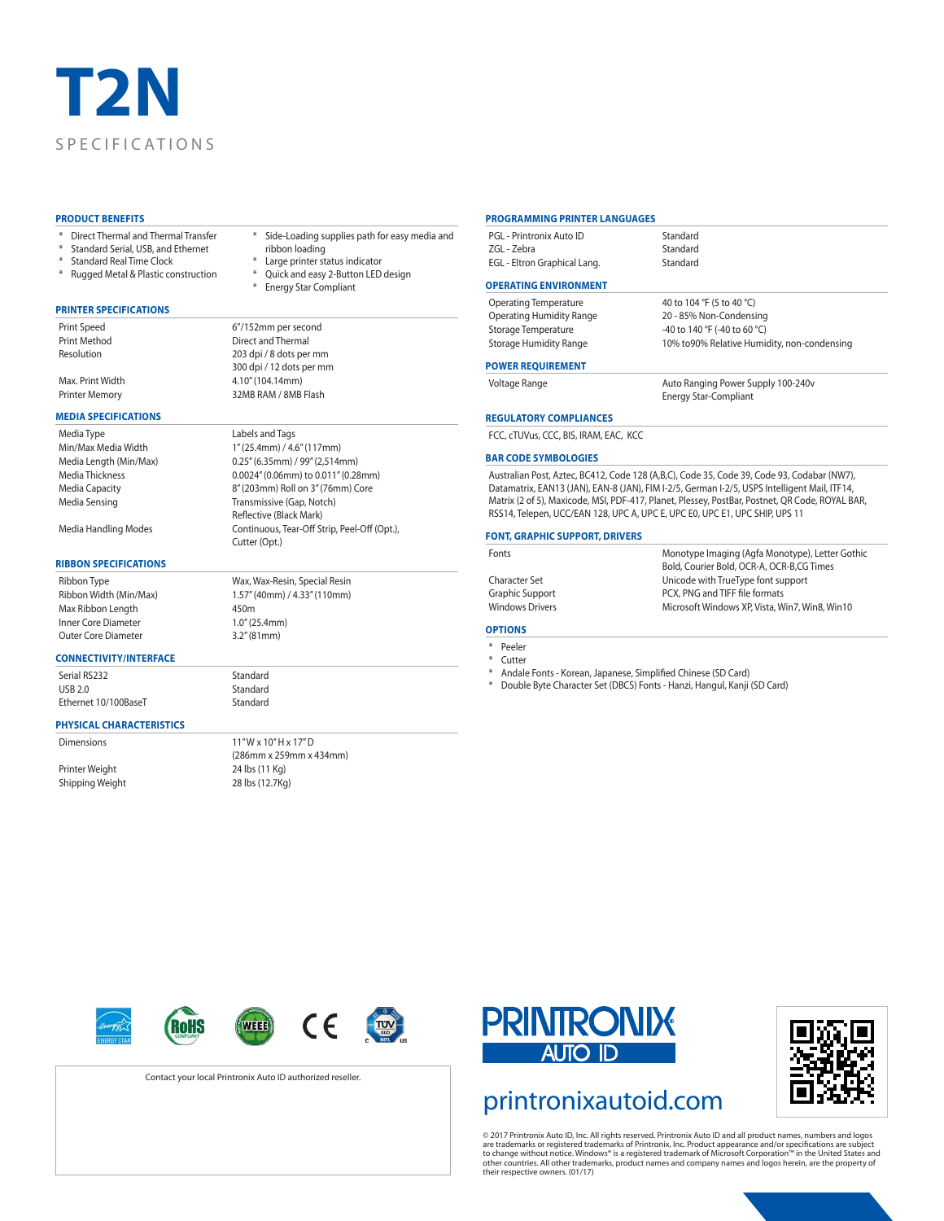# T2N

SPECIFICATIONS

## PRODUCT BENEFITS

* Direct Thermal and Thermal Transfer
* Standard Serial, USB, and Ethernet
* Standard Real Time Clock
* Rugged Metal & Plastic construction
* Side-Loading supplies path for easy media and ribbon loading
* Large printer status indicator
* Quick and easy 2-Button LED design
* Energy Star Compliant

## PRINTER SPECIFICATIONS

| | |
|---|---|
| Print Speed | 6"/152mm per second |
| Print Method | Direct and Thermal |
| Resolution | 203 dpi / 8 dots per mm<br>300 dpi / 12 dots per mm |
| Max. Print Width | 4.10" (104.14mm) |
| Printer Memory | 32MB RAM / 8MB Flash |

## MEDIA SPECIFICATIONS

| | |
|---|---|
| Media Type | Labels and Tags |
| Min/Max Media Width | 1" (25.4mm) / 4.6" (117mm) |
| Media Length (Min/Max) | 0.25" (6.35mm) / 99" (2,514mm) |
| Media Thickness | 0.0024" (0.06mm) to 0.011" (0.28mm) |
| Media Capacity | 8" (203mm) Roll on 3" (76mm) Core |
| Media Sensing | Transmissive (Gap, Notch)<br>Reflective (Black Mark) |
| Media Handling Modes | Continuous, Tear-Off Strip, Peel-Off (Opt.), Cutter (Opt.) |

## RIBBON SPECIFICATIONS

| | |
|---|---|
| Ribbon Type | Wax, Wax-Resin, Special Resin |
| Ribbon Width (Min/Max) | 1.57" (40mm) / 4.33" (110mm) |
| Max Ribbon Length | 450m |
| Inner Core Diameter | 1.0" (25.4mm) |
| Outer Core Diameter | 3.2" (81mm) |

## CONNECTIVITY/INTERFACE

| | |
|---|---|
| Serial RS232 | Standard |
| USB 2.0 | Standard |
| Ethernet 10/100BaseT | Standard |

## PHYSICAL CHARACTERISTICS

| | |
|---|---|
| Dimensions | 11" W x 10" H x 17" D<br>(286mm x 259mm x 434mm) |
| Printer Weight | 24 lbs (11 Kg) |
| Shipping Weight | 28 lbs (12.7Kg) |

## PROGRAMMING PRINTER LANGUAGES

| | |
|---|---|
| PGL - Printronix Auto ID | Standard |
| ZGL - Zebra | Standard |
| EGL - Eltron Graphical Lang. | Standard |

## OPERATING ENVIRONMENT

| | |
|---|---|
| Operating Temperature | 40 to 104 °F (5 to 40 °C) |
| Operating Humidity Range | 20 - 85% Non-Condensing |
| Storage Temperature | -40 to 140 °F (-40 to 60 °C) |
| Storage Humidity Range | 10% to90% Relative Humidity, non-condensing |

## POWER REQUIREMENT

| | |
|---|---|
| Voltage Range | Auto Ranging Power Supply 100-240v<br>Energy Star-Compliant |

## REGULATORY COMPLIANCES

FCC, cTUVus, CCC, BIS, IRAM, EAC, KCC

## BAR CODE SYMBOLOGIES

Australian Post, Aztec, BC412, Code 128 (A,B,C), Code 35, Code 39, Code 93, Codabar (NW7), Datamatrix, EAN13 (JAN), EAN-8 (JAN), FIM I-2/5, German I-2/5, USPS Intelligent Mail, ITF14, Matrix (2 of 5), Maxicode, MSI, PDF-417, Planet, Plessey, PostBar, Postnet, QR Code, ROYAL BAR, RSS14, Telepen, UCC/EAN 128, UPC A, UPC E, UPC E0, UPC E1, UPC SHIP, UPS 11

## FONT, GRAPHIC SUPPORT, DRIVERS

| | |
|---|---|
| Fonts | Monotype Imaging (Agfa Monotype), Letter Gothic Bold, Courier Bold, OCR-A, OCR-B,CG Times |
| Character Set | Unicode with TrueType font support |
| Graphic Support | PCX, PNG and TIFF file formats |
| Windows Drivers | Microsoft Windows XP, Vista, Win7, Win8, Win10 |

## OPTIONS

* Peeler
* Cutter
* Andale Fonts - Korean, Japanese, Simplified Chinese (SD Card)
* Double Byte Character Set (DBCS) Fonts - Hanzi, Hangul, Kanji (SD Card)

Contact your local Printronix Auto ID authorized reseller.

PRINTRONIX AUTO ID

printronixautoid.com

© 2017 Printronix Auto ID, Inc. All rights reserved. Printronix Auto ID and all product names, numbers and logos are trademarks or registered trademarks of Printronix, Inc. Product appearance and/or specifications are subject to change without notice. Windows® is a registered trademark of Microsoft Corporation™ in the United States and other countries. All other trademarks, product names and company names and logos herein, are the property of their respective owners. (01/17)